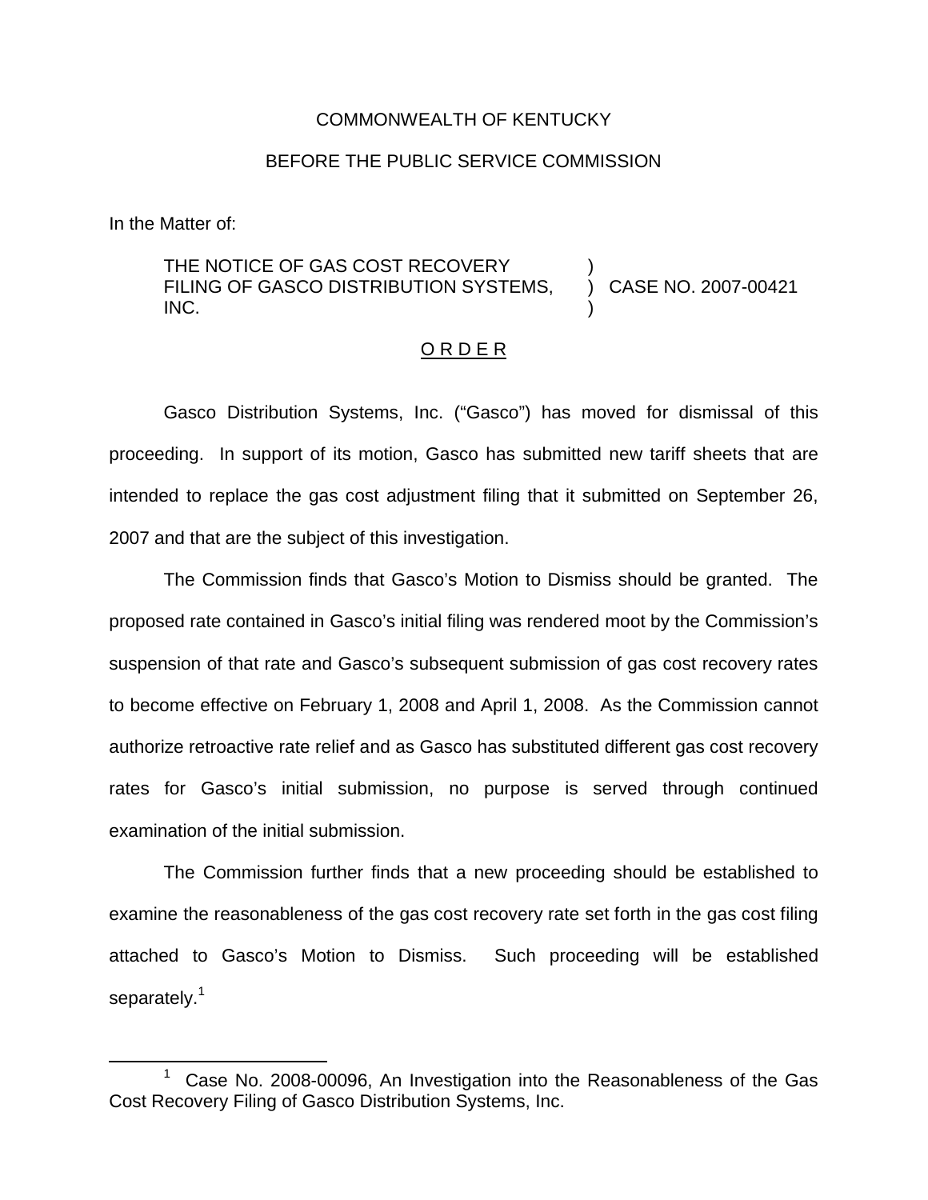COMMONWEALTH OF KENTUCKY

BEFORE THE PUBLIC SERVICE COMMISSION

In the Matter of:

THE NOTICE OF GAS COST RECOVERY FILING OF GASCO DISTRIBUTION SYSTEMS, INC. ) CASE NO. 2007-00421

O R D E R

Gasco Distribution Systems, Inc. ("Gasco") has moved for dismissal of this proceeding. In support of its motion, Gasco has submitted new tariff sheets that are intended to replace the gas cost adjustment filing that it submitted on September 26, 2007 and that are the subject of this investigation.

The Commission finds that Gasco's Motion to Dismiss should be granted. The proposed rate contained in Gasco's initial filing was rendered moot by the Commission's suspension of that rate and Gasco's subsequent submission of gas cost recovery rates to become effective on February 1, 2008 and April 1, 2008. As the Commission cannot authorize retroactive rate relief and as Gasco has substituted different gas cost recovery rates for Gasco's initial submission, no purpose is served through continued examination of the initial submission.

The Commission further finds that a new proceeding should be established to examine the reasonableness of the gas cost recovery rate set forth in the gas cost filing attached to Gasco's Motion to Dismiss. Such proceeding will be established separately.[1]

[1] Case No. 2008-00096, An Investigation into the Reasonableness of the Gas Cost Recovery Filing of Gasco Distribution Systems, Inc.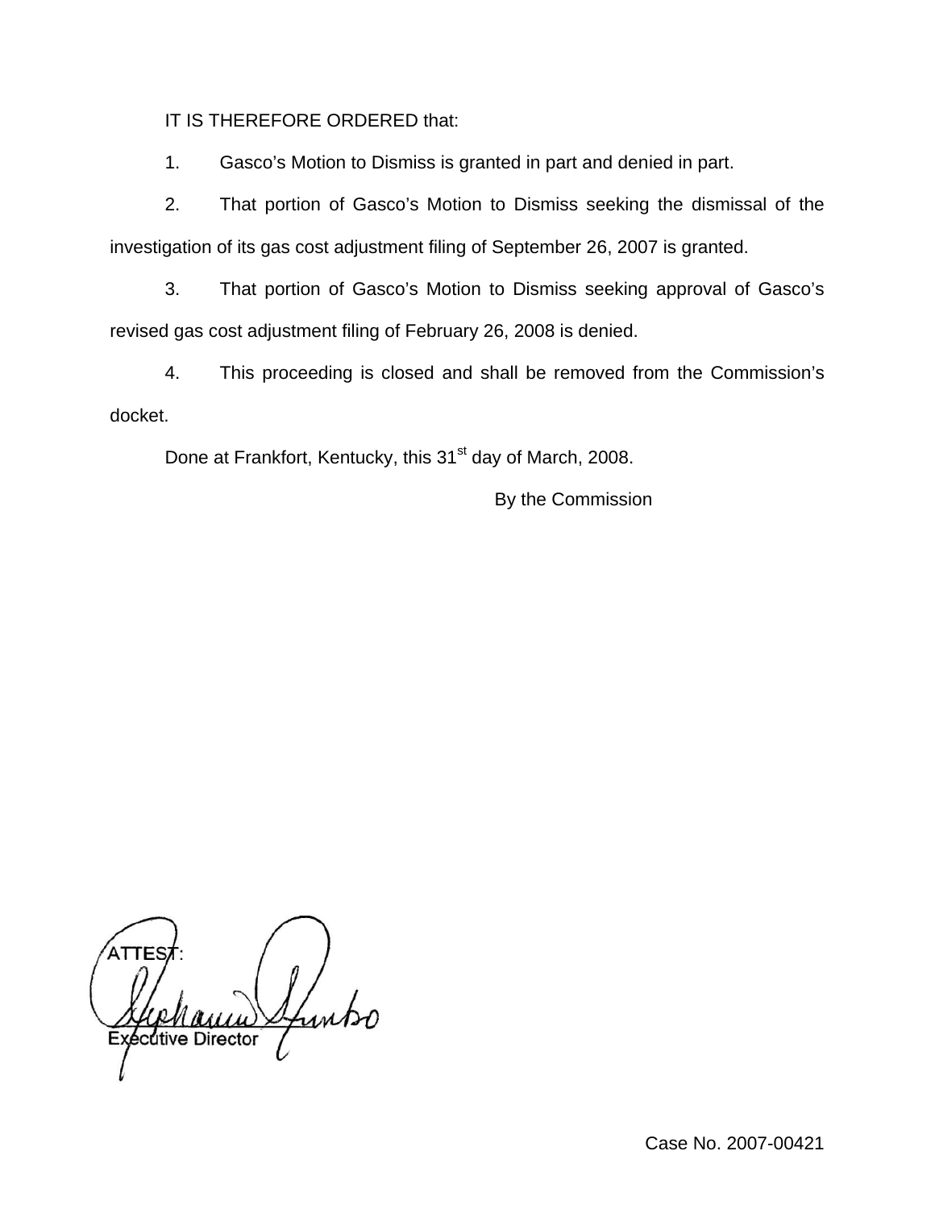IT IS THEREFORE ORDERED that:

1. Gasco's Motion to Dismiss is granted in part and denied in part.

2. That portion of Gasco's Motion to Dismiss seeking the dismissal of the investigation of its gas cost adjustment filing of September 26, 2007 is granted.

3. That portion of Gasco's Motion to Dismiss seeking approval of Gasco's revised gas cost adjustment filing of February 26, 2008 is denied.

4. This proceeding is closed and shall be removed from the Commission's docket.

Done at Frankfort, Kentucky, this 31st day of March, 2008.

By the Commission

ATTEST:

Executive Director

Case No. 2007-00421